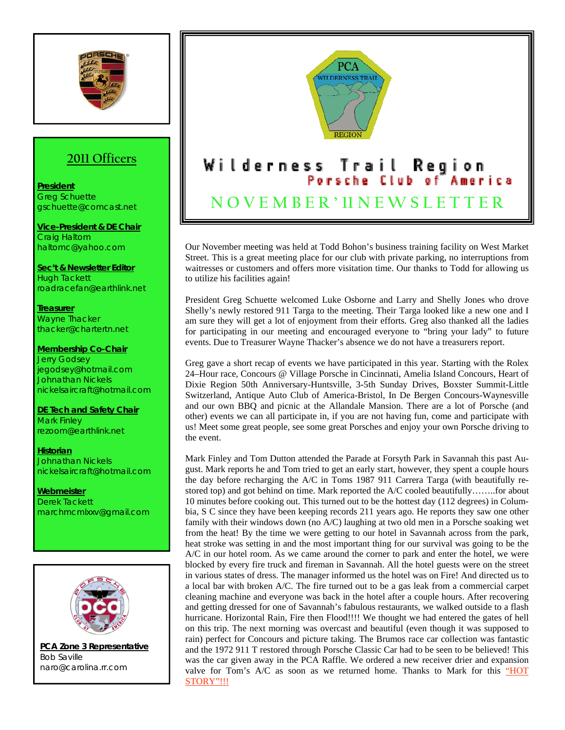PCA WILDERNESS TRAIL REGION

# Wilderness Trail Region

## Porsche Club of America

## NOVEMBER'11 NEWSLETTER

## 2011 Officers

**President**
Greg Schuette
gschuette@comcast.net

**Vice-President & DE Chair**
Craig Haltom
haltomc@yahoo.com

**Sec't & Newsletter Editor**
Hugh Tackett
roadracefan@earthlink.net

**Treasurer**
Wayne Thacker
thacker@chartertn.net

**Membership Co-Chair**
Jerry Godsey
jegodsey@hotmail.com
Johnathan Nickels
nickelsaircraft@hotmail.com

**DE Tech and Safety Chair**
Mark Finley
rezoom@earthlink.net

**Historian**
Johnathan Nickels
nickelsaircraft@hotmail.com

**Webmeister**
Derek Tackett
marchmcmlxxv@gmail.com

**PCA Zone 3 Representative**
Bob Saville
naro@carolina.rr.com

Our November meeting was held at Todd Bohon's business training facility on West Market Street. This is a great meeting place for our club with private parking, no interruptions from waitresses or customers and offers more visitation time. Our thanks to Todd for allowing us to utilize his facilities again!

President Greg Schuette welcomed Luke Osborne and Larry and Shelly Jones who drove Shelly's newly restored 911 Targa to the meeting. Their Targa looked like a new one and I am sure they will get a lot of enjoyment from their efforts. Greg also thanked all the ladies for participating in our meeting and encouraged everyone to "bring your lady" to future events. Due to Treasurer Wayne Thacker's absence we do not have a treasurers report.

Greg gave a short recap of events we have participated in this year. Starting with the Rolex 24–Hour race, Concours @ Village Porsche in Cincinnati, Amelia Island Concours, Heart of Dixie Region 50th Anniversary-Huntsville, 3-5th Sunday Drives, Boxster Summit-Little Switzerland, Antique Auto Club of America-Bristol, In De Bergen Concours-Waynesville and our own BBQ and picnic at the Allandale Mansion. There are a lot of Porsche (and other) events we can all participate in, if you are not having fun, come and participate with us! Meet some great people, see some great Porsches and enjoy your own Porsche driving to the event.

Mark Finley and Tom Dutton attended the Parade at Forsyth Park in Savannah this past August. Mark reports he and Tom tried to get an early start, however, they spent a couple hours the day before recharging the A/C in Toms 1987 911 Carrera Targa (with beautifully restored top) and got behind on time. Mark reported the A/C cooled beautifully……..for about 10 minutes before cooking out. This turned out to be the hottest day (112 degrees) in Columbia, S C since they have been keeping records 211 years ago. He reports they saw one other family with their windows down (no A/C) laughing at two old men in a Porsche soaking wet from the heat! By the time we were getting to our hotel in Savannah across from the park, heat stroke was setting in and the most important thing for our survival was going to be the A/C in our hotel room. As we came around the corner to park and enter the hotel, we were blocked by every fire truck and fireman in Savannah. All the hotel guests were on the street in various states of dress. The manager informed us the hotel was on Fire! And directed us to a local bar with broken A/C. The fire turned out to be a gas leak from a commercial carpet cleaning machine and everyone was back in the hotel after a couple hours. After recovering and getting dressed for one of Savannah's fabulous restaurants, we walked outside to a flash hurricane. Horizontal Rain, Fire then Flood!!!! We thought we had entered the gates of hell on this trip. The next morning was overcast and beautiful (even though it was supposed to rain) perfect for Concours and picture taking. The Brumos race car collection was fantastic and the 1972 911 T restored through Porsche Classic Car had to be seen to be believed! This was the car given away in the PCA Raffle. We ordered a new receiver drier and expansion valve for Tom's A/C as soon as we returned home. Thanks to Mark for this "HOT STORY"!!!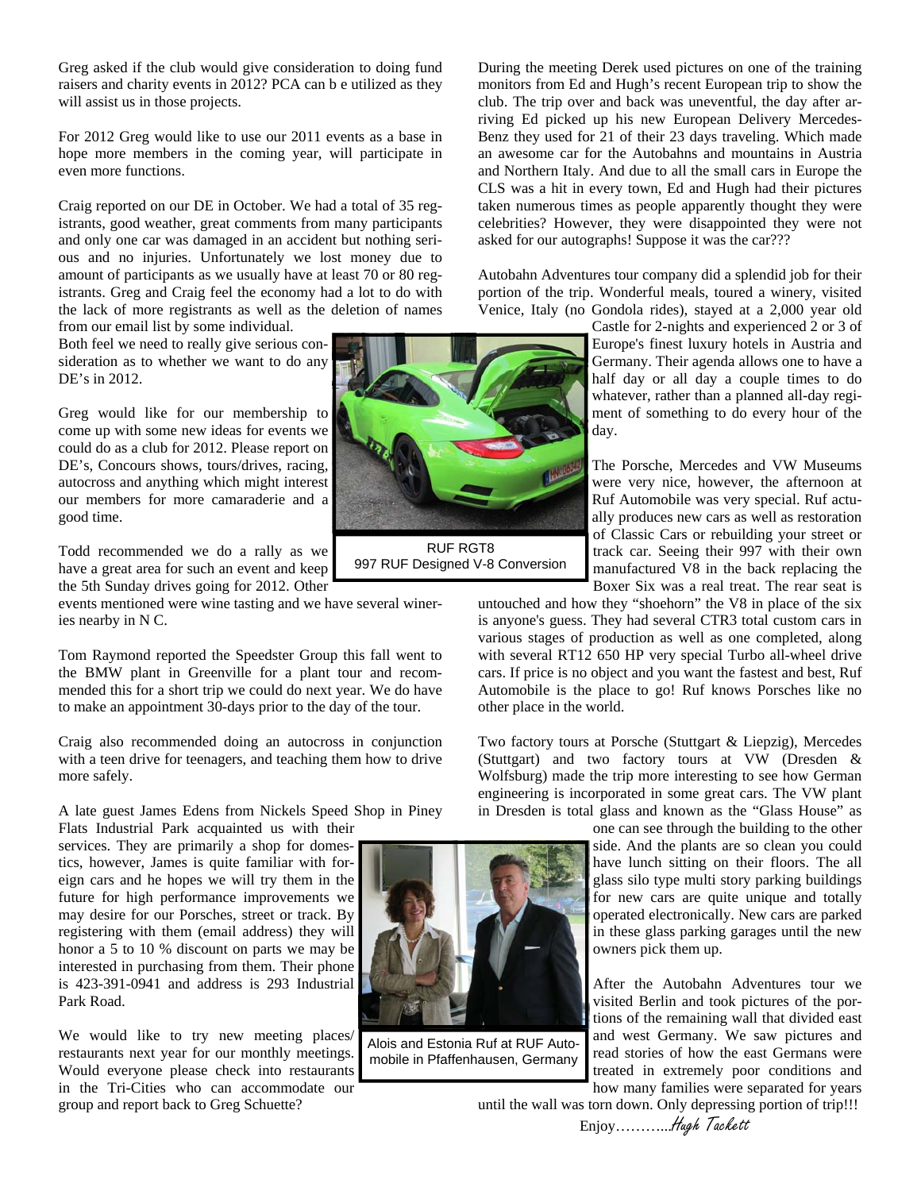Greg asked if the club would give consideration to doing fund raisers and charity events in 2012? PCA can b e utilized as they will assist us in those projects.

For 2012 Greg would like to use our 2011 events as a base in hope more members in the coming year, will participate in even more functions.

Craig reported on our DE in October. We had a total of 35 registrants, good weather, great comments from many participants and only one car was damaged in an accident but nothing serious and no injuries. Unfortunately we lost money due to amount of participants as we usually have at least 70 or 80 registrants. Greg and Craig feel the economy had a lot to do with the lack of more registrants as well as the deletion of names from our email list by some individual.

Both feel we need to really give serious consideration as to whether we want to do any DE's in 2012.

Greg would like for our membership to come up with some new ideas for events we could do as a club for 2012. Please report on DE's, Concours shows, tours/drives, racing, autocross and anything which might interest our members for more camaraderie and a good time.

Todd recommended we do a rally as we have a great area for such an event and keep the 5th Sunday drives going for 2012. Other events mentioned were wine tasting and we have several wineries nearby in N C.

Tom Raymond reported the Speedster Group this fall went to the BMW plant in Greenville for a plant tour and recommended this for a short trip we could do next year. We do have to make an appointment 30-days prior to the day of the tour.

Craig also recommended doing an autocross in conjunction with a teen drive for teenagers, and teaching them how to drive more safely.

A late guest James Edens from Nickels Speed Shop in Piney Flats Industrial Park acquainted us with their services. They are primarily a shop for domestics, however, James is quite familiar with foreign cars and he hopes we will try them in the future for high performance improvements we may desire for our Porsches, street or track. By registering with them (email address) they will honor a 5 to 10 % discount on parts we may be interested in purchasing from them. Their phone is 423-391-0941 and address is 293 Industrial Park Road.

We would like to try new meeting places/ restaurants next year for our monthly meetings. Would everyone please check into restaurants in the Tri-Cities who can accommodate our group and report back to Greg Schuette?

During the meeting Derek used pictures on one of the training monitors from Ed and Hugh's recent European trip to show the club. The trip over and back was uneventful, the day after arriving Ed picked up his new European Delivery Mercedes-Benz they used for 21 of their 23 days traveling. Which made an awesome car for the Autobahns and mountains in Austria and Northern Italy. And due to all the small cars in Europe the CLS was a hit in every town, Ed and Hugh had their pictures taken numerous times as people apparently thought they were celebrities? However, they were disappointed they were not asked for our autographs! Suppose it was the car???

Autobahn Adventures tour company did a splendid job for their portion of the trip. Wonderful meals, toured a winery, visited Venice, Italy (no Gondola rides), stayed at a 2,000 year old Castle for 2-nights and experienced 2 or 3 of Europe's finest luxury hotels in Austria and Germany. Their agenda allows one to have a half day or all day a couple times to do whatever, rather than a planned all-day regiment of something to do every hour of the day.

RUF RGT8
997 RUF Designed V-8 Conversion

The Porsche, Mercedes and VW Museums were very nice, however, the afternoon at Ruf Automobile was very special. Ruf actually produces new cars as well as restoration of Classic Cars or rebuilding your street or track car. Seeing their 997 with their own manufactured V8 in the back replacing the Boxer Six was a real treat. The rear seat is untouched and how they "shoehorn" the V8 in place of the six is anyone's guess. They had several CTR3 total custom cars in various stages of production as well as one completed, along with several RT12 650 HP very special Turbo all-wheel drive cars. If price is no object and you want the fastest and best, Ruf Automobile is the place to go! Ruf knows Porsches like no other place in the world.

Two factory tours at Porsche (Stuttgart & Liepzig), Mercedes (Stuttgart) and two factory tours at VW (Dresden & Wolfsburg) made the trip more interesting to see how German engineering is incorporated in some great cars. The VW plant in Dresden is total glass and known as the "Glass House" as one can see through the building to the other side. And the plants are so clean you could have lunch sitting on their floors. The all glass silo type multi story parking buildings for new cars are quite unique and totally operated electronically. New cars are parked in these glass parking garages until the new owners pick them up.

Alois and Estonia Ruf at RUF Automobile in Pfaffenhausen, Germany

After the Autobahn Adventures tour we visited Berlin and took pictures of the portions of the remaining wall that divided east and west Germany. We saw pictures and read stories of how the east Germans were treated in extremely poor conditions and how many families were separated for years until the wall was torn down. Only depressing portion of trip!!!

Enjoy………..*Hugh Tackett*